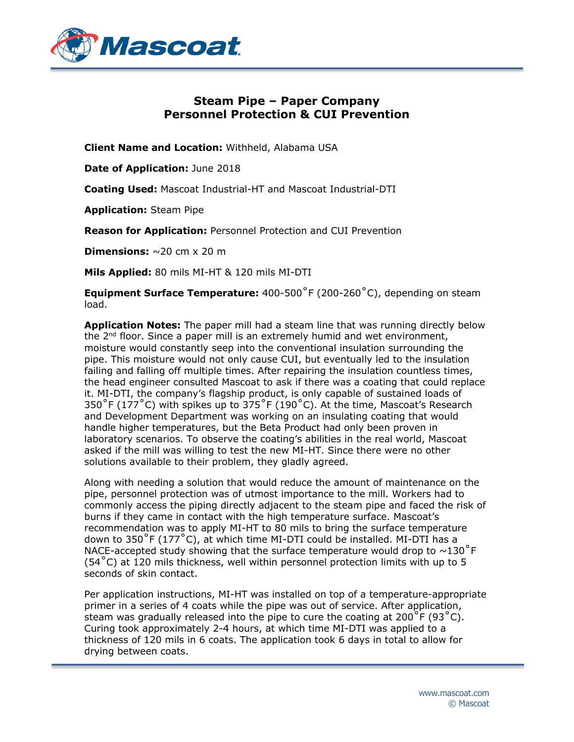# Steam Pipe – Paper Company
# Personnel Protection & CUI Prevention

**Client Name and Location:** Withheld, Alabama USA

**Date of Application:** June 2018

**Coating Used:** Mascoat Industrial-HT and Mascoat Industrial-DTI

**Application:** Steam Pipe

**Reason for Application:** Personnel Protection and CUI Prevention

**Dimensions:** ~20 cm x 20 m

**Mils Applied:** 80 mils MI-HT & 120 mils MI-DTI

**Equipment Surface Temperature:** 400-500˚F (200-260˚C), depending on steam load.

**Application Notes:** The paper mill had a steam line that was running directly below the 2nd floor. Since a paper mill is an extremely humid and wet environment, moisture would constantly seep into the conventional insulation surrounding the pipe. This moisture would not only cause CUI, but eventually led to the insulation failing and falling off multiple times. After repairing the insulation countless times, the head engineer consulted Mascoat to ask if there was a coating that could replace it. MI-DTI, the company's flagship product, is only capable of sustained loads of 350˚F (177˚C) with spikes up to 375˚F (190˚C). At the time, Mascoat's Research and Development Department was working on an insulating coating that would handle higher temperatures, but the Beta Product had only been proven in laboratory scenarios. To observe the coating's abilities in the real world, Mascoat asked if the mill was willing to test the new MI-HT. Since there were no other solutions available to their problem, they gladly agreed.

Along with needing a solution that would reduce the amount of maintenance on the pipe, personnel protection was of utmost importance to the mill. Workers had to commonly access the piping directly adjacent to the steam pipe and faced the risk of burns if they came in contact with the high temperature surface. Mascoat's recommendation was to apply MI-HT to 80 mils to bring the surface temperature down to 350˚F (177˚C), at which time MI-DTI could be installed. MI-DTI has a NACE-accepted study showing that the surface temperature would drop to ~130˚F (54˚C) at 120 mils thickness, well within personnel protection limits with up to 5 seconds of skin contact.

Per application instructions, MI-HT was installed on top of a temperature-appropriate primer in a series of 4 coats while the pipe was out of service. After application, steam was gradually released into the pipe to cure the coating at 200˚F (93˚C). Curing took approximately 2-4 hours, at which time MI-DTI was applied to a thickness of 120 mils in 6 coats. The application took 6 days in total to allow for drying between coats.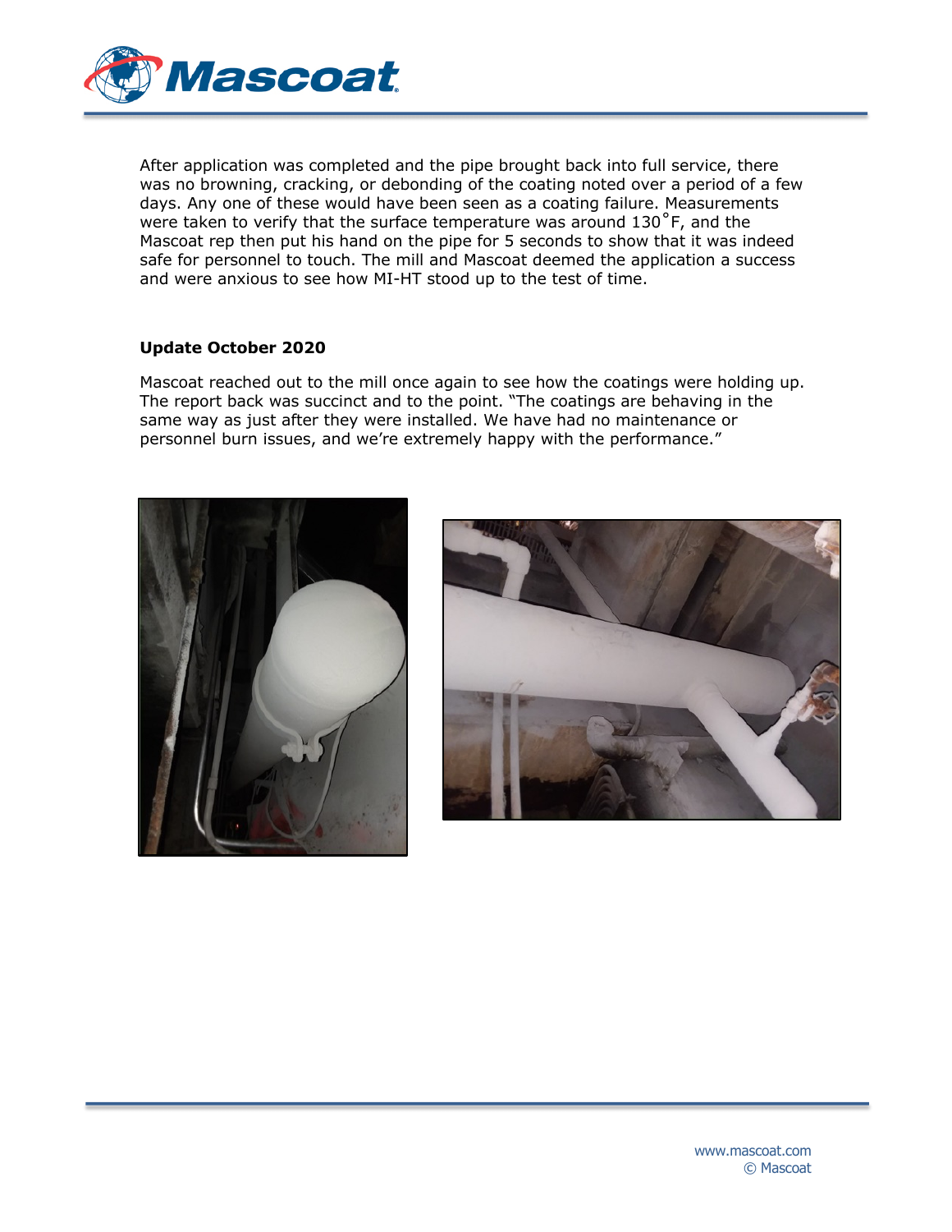After application was completed and the pipe brought back into full service, there was no browning, cracking, or debonding of the coating noted over a period of a few days. Any one of these would have been seen as a coating failure. Measurements were taken to verify that the surface temperature was around 130˚F, and the Mascoat rep then put his hand on the pipe for 5 seconds to show that it was indeed safe for personnel to touch. The mill and Mascoat deemed the application a success and were anxious to see how MI-HT stood up to the test of time.

**Update October 2020**

Mascoat reached out to the mill once again to see how the coatings were holding up. The report back was succinct and to the point. "The coatings are behaving in the same way as just after they were installed. We have had no maintenance or personnel burn issues, and we're extremely happy with the performance."